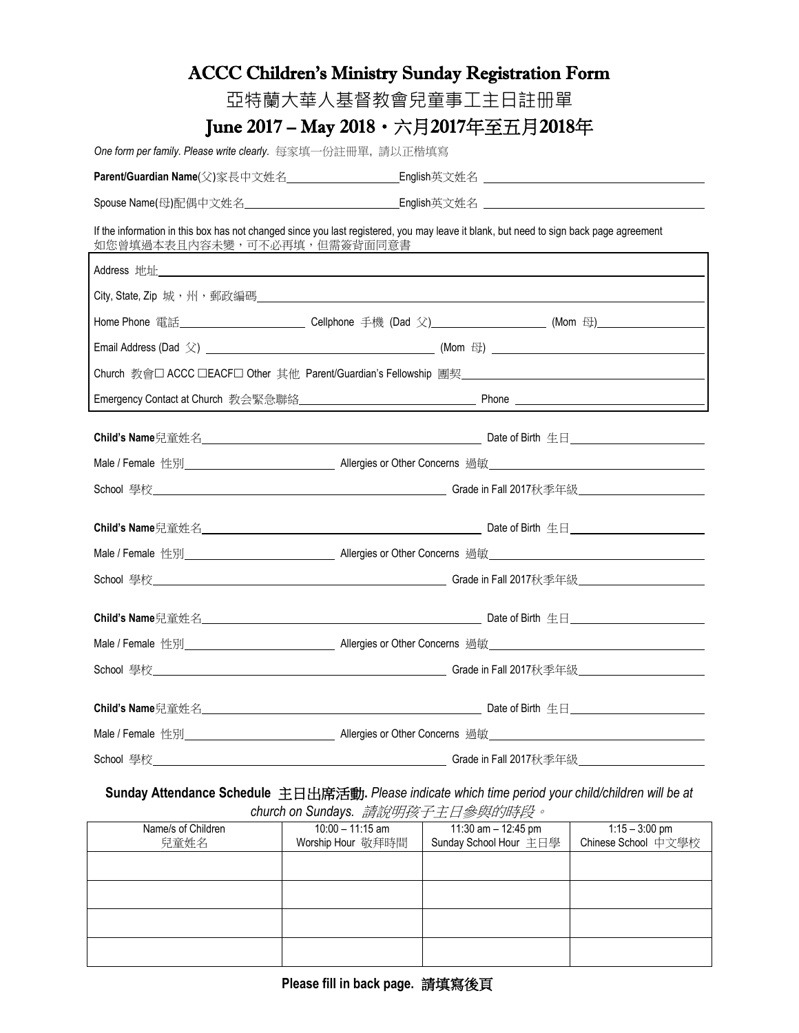# ACCC Children's Ministry Sunday Registration Form

# 亞特蘭大華人基督教會兒童事工主日註冊單

# June 2017 – May 2018・六月2017年至五月2018年

*One form per family. Please write clearly.* 每家填一份註冊單，請以正楷填寫

**Parent/Guardian Name**(父)家長中文姓名\_\_\_\_\_\_\_\_\_\_\_\_\_\_\_\_\_\_\_\_ English英文姓名 \_\_\_\_\_\_\_\_\_\_\_\_\_\_\_\_\_\_\_\_\_\_\_\_\_\_\_\_\_\_\_\_\_\_

Spouse Name(母)配偶中文姓名\_\_\_\_\_\_\_\_\_\_\_\_\_\_\_\_\_\_\_\_\_\_\_\_\_\_ English英文姓名 \_\_\_\_\_\_\_\_\_\_\_\_\_\_\_\_\_\_\_\_\_\_\_\_\_\_\_\_\_\_\_\_\_\_

If the information in this box has not changed since you last registered, you may leave it blank, but need to sign back page agreement
如您曾填過本表且內容未變，可不必再填，但需簽背面同意書

Address 地址\_\_\_\_\_\_\_\_\_\_\_\_\_\_\_\_\_\_\_\_\_\_\_\_\_\_\_\_\_\_\_\_\_\_\_\_\_\_\_\_\_\_\_\_\_\_\_\_\_\_\_\_\_\_\_\_\_\_\_\_\_\_\_\_\_\_\_\_\_\_\_\_

City, State, Zip 城，州，郵政編碼\_\_\_\_\_\_\_\_\_\_\_\_\_\_\_\_\_\_\_\_\_\_\_\_\_\_\_\_\_\_\_\_\_\_\_\_\_\_\_\_\_\_\_\_\_\_\_\_\_\_\_\_\_\_\_\_\_\_\_\_

Home Phone 電話\_\_\_\_\_\_\_\_\_\_\_\_\_\_\_\_\_\_\_\_\_\_ Cellphone 手機 (Dad 父)\_\_\_\_\_\_\_\_\_\_\_\_\_\_\_\_\_\_\_\_\_ (Mom 母)\_\_\_\_\_\_\_\_\_\_\_\_\_\_\_\_\_\_\_\_

Email Address (Dad 父) \_\_\_\_\_\_\_\_\_\_\_\_\_\_\_\_\_\_\_\_\_\_\_\_\_\_\_\_\_\_\_\_\_\_\_\_\_\_\_\_\_\_\_\_ (Mom 母) \_\_\_\_\_\_\_\_\_\_\_\_\_\_\_\_\_\_\_\_\_\_\_\_\_\_\_\_\_\_\_\_\_\_\_\_\_\_\_\_

Church 教會☐ ACCC ☐EACF☐ Other 其他 Parent/Guardian's Fellowship 團契\_\_\_\_\_\_\_\_\_\_\_\_\_\_\_\_\_\_\_\_\_\_\_\_\_\_\_\_\_\_\_\_\_\_\_\_\_\_\_\_

Emergency Contact at Church 教会緊急聯絡\_\_\_\_\_\_\_\_\_\_\_\_\_\_\_\_\_\_\_\_\_\_\_\_\_\_\_\_\_\_\_\_ Phone \_\_\_\_\_\_\_\_\_\_\_\_\_\_\_\_\_\_\_\_\_\_\_\_\_\_\_\_\_\_\_\_

**Child's Name**兒童姓名\_\_\_\_\_\_\_\_\_\_\_\_\_\_\_\_\_\_\_\_\_\_\_\_\_\_\_\_\_\_\_\_\_\_\_\_\_\_\_\_\_\_\_\_\_\_\_\_\_\_\_\_\_\_ Date of Birth 生日\_\_\_\_\_\_\_\_\_\_\_\_\_\_\_\_\_\_\_\_\_\_\_\_\_\_\_

Male / Female 性別\_\_\_\_\_\_\_\_\_\_\_\_\_\_\_\_\_\_\_\_\_\_\_\_\_\_\_\_ Allergies or Other Concerns 過敏\_\_\_\_\_\_\_\_\_\_\_\_\_\_\_\_\_\_\_\_\_\_\_\_\_\_\_\_\_\_\_\_\_\_\_\_\_\_\_\_

School 學校\_\_\_\_\_\_\_\_\_\_\_\_\_\_\_\_\_\_\_\_\_\_\_\_\_\_\_\_\_\_\_\_\_\_\_\_\_\_\_\_\_\_\_\_\_\_\_\_\_\_\_\_\_\_\_\_\_\_\_\_ Grade in Fall 2017秋季年級\_\_\_\_\_\_\_\_\_\_\_\_\_\_\_\_\_\_\_\_\_\_\_

**Child's Name**兒童姓名\_\_\_\_\_\_\_\_\_\_\_\_\_\_\_\_\_\_\_\_\_\_\_\_\_\_\_\_\_\_\_\_\_\_\_\_\_\_\_\_\_\_\_\_\_\_\_\_\_\_\_\_\_\_ Date of Birth 生日\_\_\_\_\_\_\_\_\_\_\_\_\_\_\_\_\_\_\_\_\_\_\_\_\_\_\_

Male / Female 性別\_\_\_\_\_\_\_\_\_\_\_\_\_\_\_\_\_\_\_\_\_\_\_\_\_\_\_\_ Allergies or Other Concerns 過敏\_\_\_\_\_\_\_\_\_\_\_\_\_\_\_\_\_\_\_\_\_\_\_\_\_\_\_\_\_\_\_\_\_\_\_\_\_\_\_\_

School 學校\_\_\_\_\_\_\_\_\_\_\_\_\_\_\_\_\_\_\_\_\_\_\_\_\_\_\_\_\_\_\_\_\_\_\_\_\_\_\_\_\_\_\_\_\_\_\_\_\_\_\_\_\_\_\_\_\_\_\_\_ Grade in Fall 2017秋季年級\_\_\_\_\_\_\_\_\_\_\_\_\_\_\_\_\_\_\_\_\_\_\_

**Child's Name**兒童姓名\_\_\_\_\_\_\_\_\_\_\_\_\_\_\_\_\_\_\_\_\_\_\_\_\_\_\_\_\_\_\_\_\_\_\_\_\_\_\_\_\_\_\_\_\_\_\_\_\_\_\_\_\_\_ Date of Birth 生日\_\_\_\_\_\_\_\_\_\_\_\_\_\_\_\_\_\_\_\_\_\_\_\_\_\_\_

Male / Female 性別\_\_\_\_\_\_\_\_\_\_\_\_\_\_\_\_\_\_\_\_\_\_\_\_\_\_\_\_ Allergies or Other Concerns 過敏\_\_\_\_\_\_\_\_\_\_\_\_\_\_\_\_\_\_\_\_\_\_\_\_\_\_\_\_\_\_\_\_\_\_\_\_\_\_\_\_

School 學校\_\_\_\_\_\_\_\_\_\_\_\_\_\_\_\_\_\_\_\_\_\_\_\_\_\_\_\_\_\_\_\_\_\_\_\_\_\_\_\_\_\_\_\_\_\_\_\_\_\_\_\_\_\_\_\_\_\_\_\_ Grade in Fall 2017秋季年級\_\_\_\_\_\_\_\_\_\_\_\_\_\_\_\_\_\_\_\_\_\_\_

**Child's Name**兒童姓名\_\_\_\_\_\_\_\_\_\_\_\_\_\_\_\_\_\_\_\_\_\_\_\_\_\_\_\_\_\_\_\_\_\_\_\_\_\_\_\_\_\_\_\_\_\_\_\_\_\_\_\_\_\_ Date of Birth 生日\_\_\_\_\_\_\_\_\_\_\_\_\_\_\_\_\_\_\_\_\_\_\_\_\_\_\_

Male / Female 性別\_\_\_\_\_\_\_\_\_\_\_\_\_\_\_\_\_\_\_\_\_\_\_\_\_\_\_\_ Allergies or Other Concerns 過敏\_\_\_\_\_\_\_\_\_\_\_\_\_\_\_\_\_\_\_\_\_\_\_\_\_\_\_\_\_\_\_\_\_\_\_\_\_\_\_\_

School 學校\_\_\_\_\_\_\_\_\_\_\_\_\_\_\_\_\_\_\_\_\_\_\_\_\_\_\_\_\_\_\_\_\_\_\_\_\_\_\_\_\_\_\_\_\_\_\_\_\_\_\_\_\_\_\_\_\_\_\_\_ Grade in Fall 2017秋季年級\_\_\_\_\_\_\_\_\_\_\_\_\_\_\_\_\_\_\_\_\_\_\_

**Sunday Attendance Schedule 主日出席活動.** *Please indicate which time period your child/children will be at church on Sundays. 請說明孩子主日參與的時段。*

| Name/s of Children 兒童姓名 | 10:00 – 11:15 am Worship Hour 敬拜時間 | 11:30 am – 12:45 pm Sunday School Hour 主日學 | 1:15 – 3:00 pm Chinese School 中文學校 |
|---|---|---|---|
| | | | |
| | | | |
| | | | |
| | | | |

**Please fill in back page. 請填寫後頁**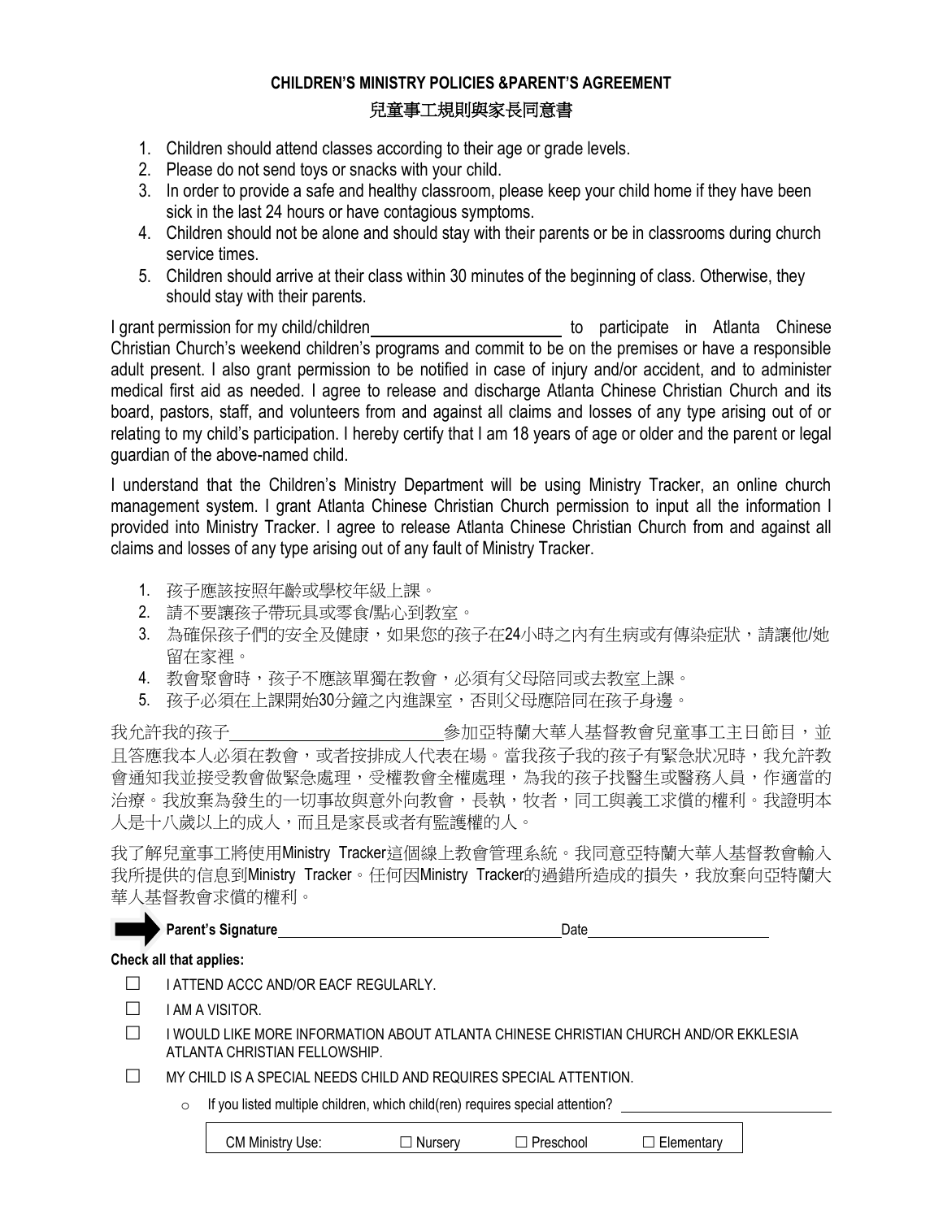## CHILDREN'S MINISTRY POLICIES &PARENT'S AGREEMENT

## 兒童事工規則與家長同意書

1. Children should attend classes according to their age or grade levels.
2. Please do not send toys or snacks with your child.
3. In order to provide a safe and healthy classroom, please keep your child home if they have been sick in the last 24 hours or have contagious symptoms.
4. Children should not be alone and should stay with their parents or be in classrooms during church service times.
5. Children should arrive at their class within 30 minutes of the beginning of class. Otherwise, they should stay with their parents.

I grant permission for my child/children ______________________ to participate in Atlanta Chinese Christian Church's weekend children's programs and commit to be on the premises or have a responsible adult present. I also grant permission to be notified in case of injury and/or accident, and to administer medical first aid as needed. I agree to release and discharge Atlanta Chinese Christian Church and its board, pastors, staff, and volunteers from and against all claims and losses of any type arising out of or relating to my child's participation. I hereby certify that I am 18 years of age or older and the parent or legal guardian of the above-named child.

I understand that the Children's Ministry Department will be using Ministry Tracker, an online church management system. I grant Atlanta Chinese Christian Church permission to input all the information I provided into Ministry Tracker. I agree to release Atlanta Chinese Christian Church from and against all claims and losses of any type arising out of any fault of Ministry Tracker.

1. 孩子應該按照年齡或學校年級上課。
2. 請不要讓孩子帶玩具或零食/點心到教室。
3. 為確保孩子們的安全及健康，如果您的孩子在24小時之內有生病或有傳染症狀，請讓他/她留在家裡。
4. 教會聚會時，孩子不應該單獨在教會，必須有父母陪同或去教室上課。
5. 孩子必須在上課開始30分鐘之內進課室，否則父母應陪同在孩子身邊。

我允許我的孩子______________________參加亞特蘭大華人基督教會兒童事工主日節目，並且答應我本人必須在教會，或者按排成人代表在場。當我孩子我的孩子有緊急狀況時，我允許教會通知我並接受教會做緊急處理，受權教會全權處理，為我的孩子找醫生或醫務人員，作適當的治療。我放棄為發生的一切事故與意外向教會，長執，牧者，同工與義工求償的權利。我證明本人是十八歲以上的成人，而且是家長或者有監護權的人。

我了解兒童事工將使用Ministry Tracker這個線上教會管理系統。我同意亞特蘭大華人基督教會輸入我所提供的信息到Ministry Tracker。任何因Ministry Tracker的過錯所造成的損失，我放棄向亞特蘭大華人基督教會求償的權利。

**Parent's Signature** ______________________________ Date ____________________

**Check all that applies:**

☐ I ATTEND ACCC AND/OR EACF REGULARLY.

☐ I AM A VISITOR.

☐ I WOULD LIKE MORE INFORMATION ABOUT ATLANTA CHINESE CHRISTIAN CHURCH AND/OR EKKLESIA ATLANTA CHRISTIAN FELLOWSHIP.

☐ MY CHILD IS A SPECIAL NEEDS CHILD AND REQUIRES SPECIAL ATTENTION.

- If you listed multiple children, which child(ren) requires special attention? ____________________

CM Ministry Use: ☐ Nursery ☐ Preschool ☐ Elementary